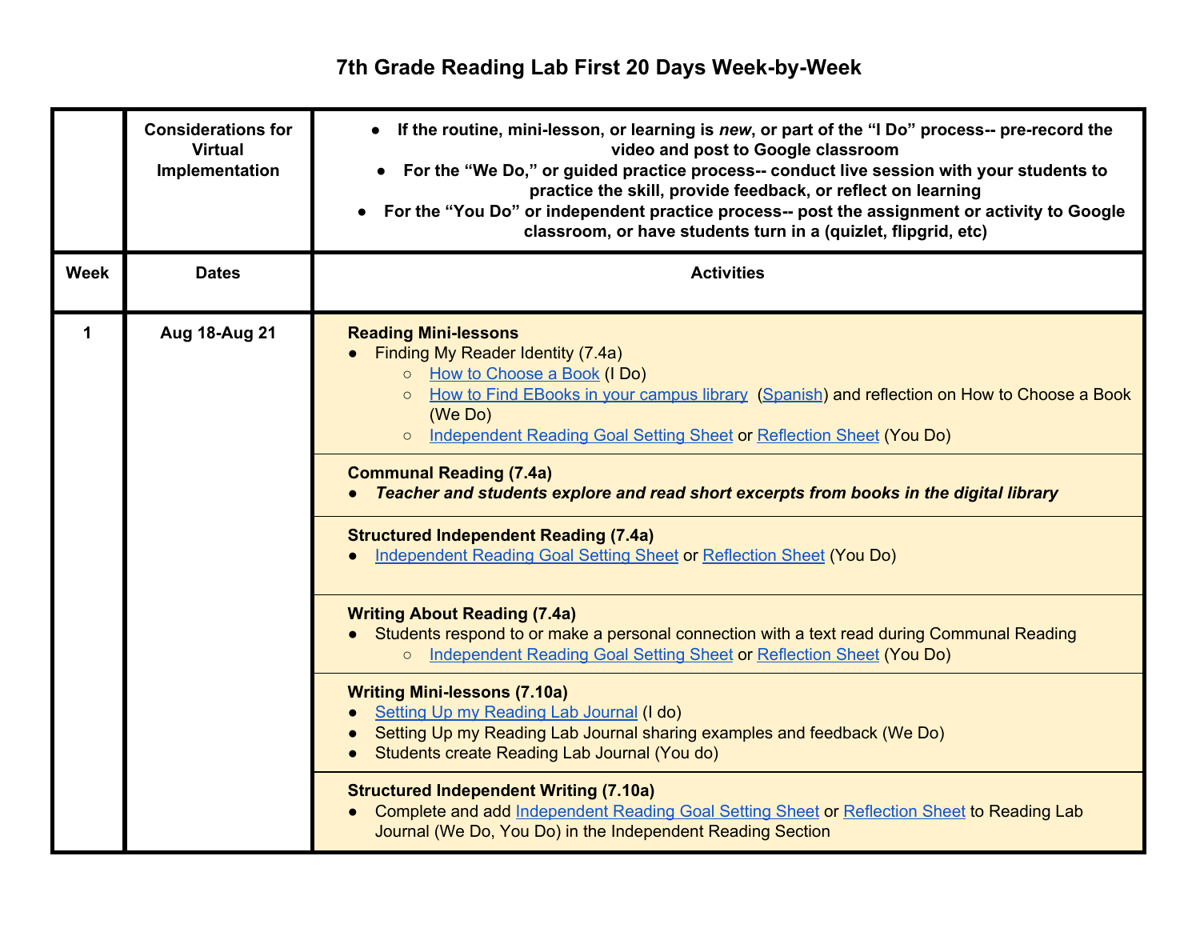# 7th Grade Reading Lab First 20 Days Week-by-Week

| | | |
|---|---|---|
| | **Considerations for Virtual Implementation** | • **If the routine, mini-lesson, or learning is *new*, or part of the "I Do" process-- pre-record the video and post to Google classroom**<br>• **For the "We Do," or guided practice process-- conduct live session with your students to practice the skill, provide feedback, or reflect on learning**<br>• **For the "You Do" or independent practice process-- post the assignment or activity to Google classroom, or have students turn in a (quizlet, flipgrid, etc)** |
| **Week** | **Dates** | **Activities** |
| **1** | **Aug 18-Aug 21** | **Reading Mini-lessons**<br>• Finding My Reader Identity (7.4a)<br>○ How to Choose a Book (I Do)<br>○ How to Find EBooks in your campus library (Spanish) and reflection on How to Choose a Book (We Do)<br>○ Independent Reading Goal Setting Sheet or Reflection Sheet (You Do) |
| | | **Communal Reading (7.4a)**<br>• ***Teacher and students explore and read short excerpts from books in the digital library*** |
| | | **Structured Independent Reading (7.4a)**<br>• Independent Reading Goal Setting Sheet or Reflection Sheet (You Do) |
| | | **Writing About Reading (7.4a)**<br>• Students respond to or make a personal connection with a text read during Communal Reading<br>○ Independent Reading Goal Setting Sheet or Reflection Sheet (You Do) |
| | | **Writing Mini-lessons (7.10a)**<br>• Setting Up my Reading Lab Journal (I do)<br>• Setting Up my Reading Lab Journal sharing examples and feedback (We Do)<br>• Students create Reading Lab Journal (You do) |
| | | **Structured Independent Writing (7.10a)**<br>• Complete and add Independent Reading Goal Setting Sheet or Reflection Sheet to Reading Lab Journal (We Do, You Do) in the Independent Reading Section |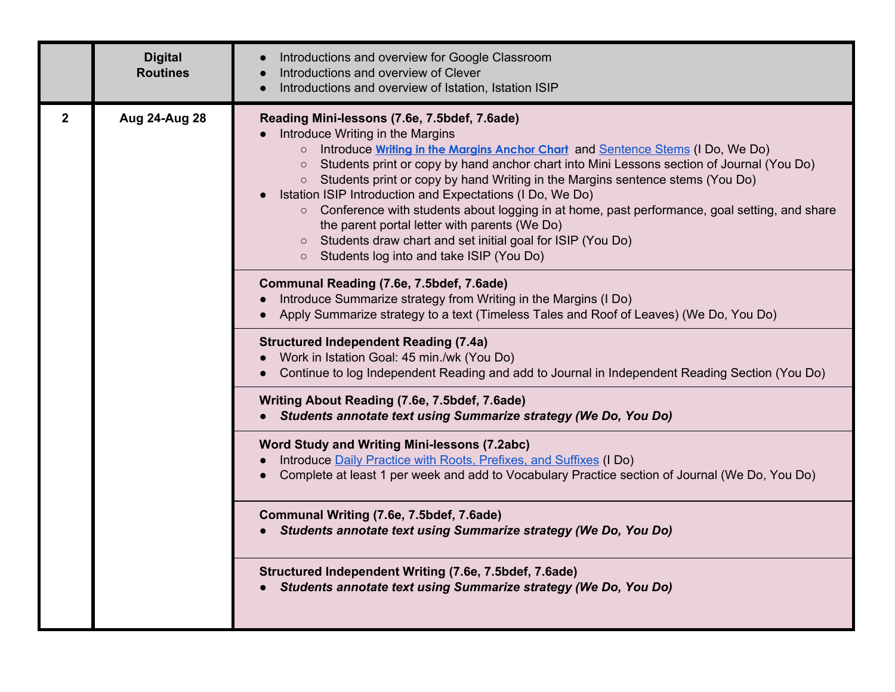| | | |
|---|---|---|
| | **Digital Routines** | • Introductions and overview for Google Classroom<br>• Introductions and overview of Clever<br>• Introductions and overview of Istation, Istation ISIP |
| **2** | **Aug 24-Aug 28** | **Reading Mini-lessons (7.6e, 7.5bdef, 7.6ade)**<br>• Introduce Writing in the Margins<br>  ○ Introduce **Writing in the Margins Anchor Chart** and Sentence Stems (I Do, We Do)<br>  ○ Students print or copy by hand anchor chart into Mini Lessons section of Journal (You Do)<br>  ○ Students print or copy by hand Writing in the Margins sentence stems (You Do)<br>• Istation ISIP Introduction and Expectations (I Do, We Do)<br>  ○ Conference with students about logging in at home, past performance, goal setting, and share the parent portal letter with parents (We Do)<br>  ○ Students draw chart and set initial goal for ISIP (You Do)<br>  ○ Students log into and take ISIP (You Do) |
| | | **Communal Reading (7.6e, 7.5bdef, 7.6ade)**<br>• Introduce Summarize strategy from Writing in the Margins (I Do)<br>• Apply Summarize strategy to a text (Timeless Tales and Roof of Leaves) (We Do, You Do) |
| | | **Structured Independent Reading (7.4a)**<br>• Work in Istation Goal: 45 min./wk (You Do)<br>• Continue to log Independent Reading and add to Journal in Independent Reading Section (You Do) |
| | | **Writing About Reading (7.6e, 7.5bdef, 7.6ade)**<br>• ***Students annotate text using Summarize strategy (We Do, You Do)*** |
| | | **Word Study and Writing Mini-lessons (7.2abc)**<br>• Introduce Daily Practice with Roots, Prefixes, and Suffixes (I Do)<br>• Complete at least 1 per week and add to Vocabulary Practice section of Journal (We Do, You Do) |
| | | **Communal Writing (7.6e, 7.5bdef, 7.6ade)**<br>• ***Students annotate text using Summarize strategy (We Do, You Do)*** |
| | | **Structured Independent Writing (7.6e, 7.5bdef, 7.6ade)**<br>• ***Students annotate text using Summarize strategy (We Do, You Do)*** |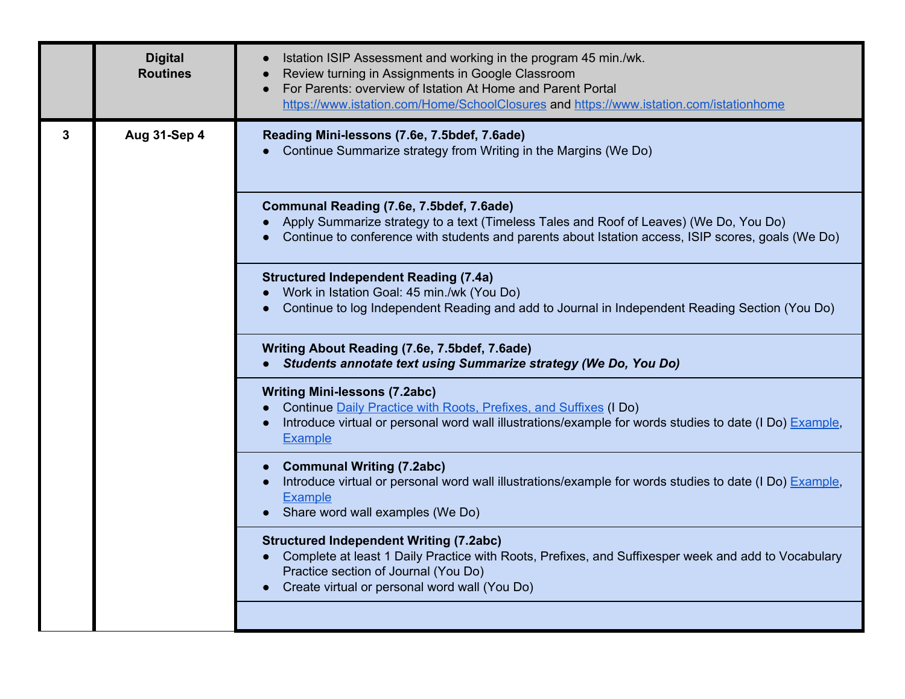| | | |
|---|---|---|
| | **Digital Routines** | • Istation ISIP Assessment and working in the program 45 min./wk.<br>• Review turning in Assignments in Google Classroom<br>• For Parents: overview of Istation At Home and Parent Portal https://www.istation.com/Home/SchoolClosures and https://www.istation.com/istationhome |
| **3** | **Aug 31-Sep 4** | **Reading Mini-lessons (7.6e, 7.5bdef, 7.6ade)**<br>• Continue Summarize strategy from Writing in the Margins (We Do) |
| | | **Communal Reading (7.6e, 7.5bdef, 7.6ade)**<br>• Apply Summarize strategy to a text (Timeless Tales and Roof of Leaves) (We Do, You Do)<br>• Continue to conference with students and parents about Istation access, ISIP scores, goals (We Do) |
| | | **Structured Independent Reading (7.4a)**<br>• Work in Istation Goal: 45 min./wk (You Do)<br>• Continue to log Independent Reading and add to Journal in Independent Reading Section (You Do) |
| | | **Writing About Reading (7.6e, 7.5bdef, 7.6ade)**<br>• ***Students annotate text using Summarize strategy (We Do, You Do)*** |
| | | **Writing Mini-lessons (7.2abc)**<br>• Continue Daily Practice with Roots, Prefixes, and Suffixes (I Do)<br>• Introduce virtual or personal word wall illustrations/example for words studies to date (I Do) Example, Example |
| | | • **Communal Writing (7.2abc)**<br>• Introduce virtual or personal word wall illustrations/example for words studies to date (I Do) Example, Example<br>• Share word wall examples (We Do) |
| | | **Structured Independent Writing (7.2abc)**<br>• Complete at least 1 Daily Practice with Roots, Prefixes, and Suffixesper week and add to Vocabulary Practice section of Journal (You Do)<br>• Create virtual or personal word wall (You Do) |
| | | |